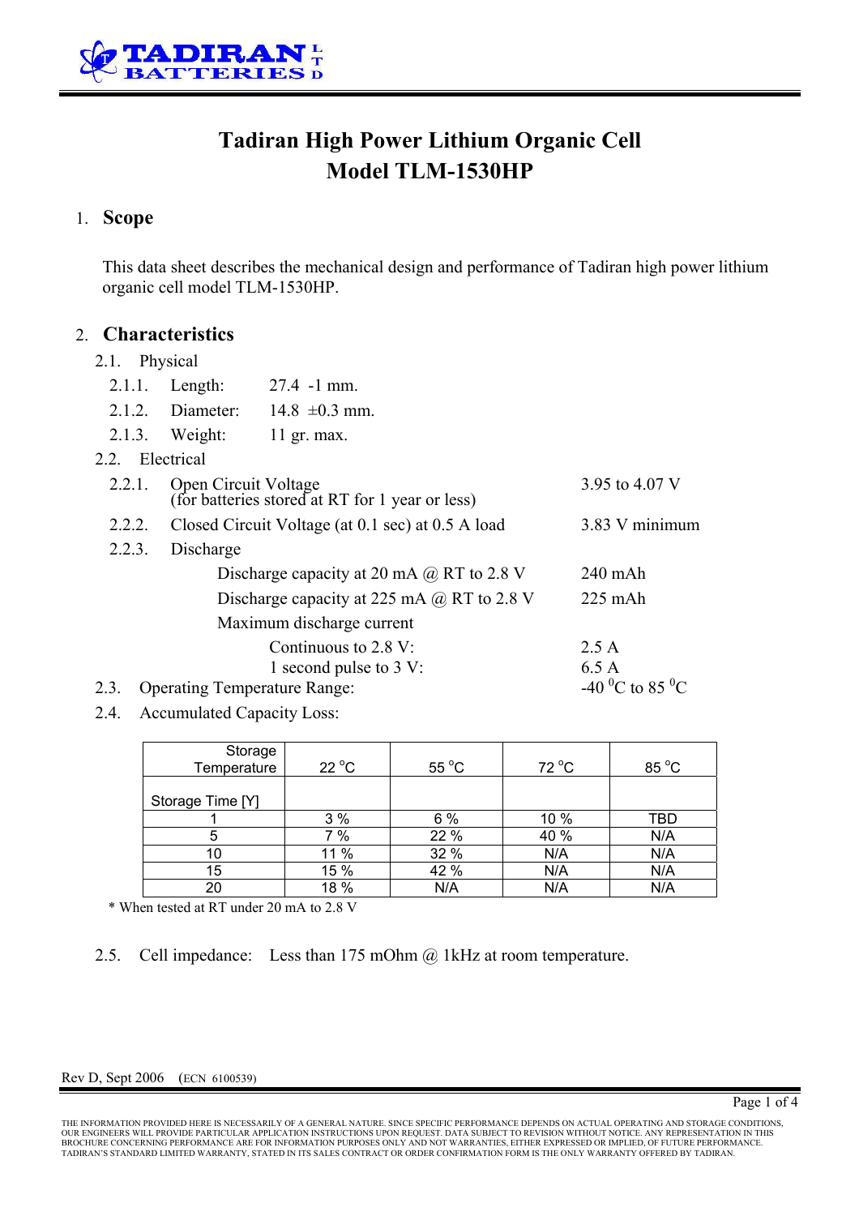TADIRAN BATTERIES LTD

# Tadiran High Power Lithium Organic Cell
# Model TLM-1530HP

## 1. Scope

This data sheet describes the mechanical design and performance of Tadiran high power lithium organic cell model TLM-1530HP.

## 2. Characteristics

2.1. Physical

2.1.1. Length: 27.4 -1 mm.

2.1.2. Diameter: 14.8 ±0.3 mm.

2.1.3. Weight: 11 gr. max.

2.2. Electrical

| | | |
|---|---|---|
| 2.2.1. | Open Circuit Voltage (for batteries stored at RT for 1 year or less) | 3.95 to 4.07 V |
| 2.2.2. | Closed Circuit Voltage (at 0.1 sec) at 0.5 A load | 3.83 V minimum |
| 2.2.3. | Discharge | |
| | Discharge capacity at 20 mA @ RT to 2.8 V | 240 mAh |
| | Discharge capacity at 225 mA @ RT to 2.8 V | 225 mAh |
| | Maximum discharge current | |
| | Continuous to 2.8 V: | 2.5 A |
| | 1 second pulse to 3 V: | 6.5 A |

2.3. Operating Temperature Range: -40 $^0$C to 85 $^0$C

2.4. Accumulated Capacity Loss:

| Storage Temperature / Storage Time [Y] | 22 °C | 55 °C | 72 °C | 85 °C |
|---|---|---|---|---|
| 1 | 3 % | 6 % | 10 % | TBD |
| 5 | 7 % | 22 % | 40 % | N/A |
| 10 | 11 % | 32 % | N/A | N/A |
| 15 | 15 % | 42 % | N/A | N/A |
| 20 | 18 % | N/A | N/A | N/A |

\* When tested at RT under 20 mA to 2.8 V

2.5. Cell impedance: Less than 175 mOhm @ 1kHz at room temperature.

Rev D, Sept 2006 (ECN 6100539)

THE INFORMATION PROVIDED HERE IS NECESSARILY OF A GENERAL NATURE. SINCE SPECIFIC PERFORMANCE DEPENDS ON ACTUAL OPERATING AND STORAGE CONDITIONS, OUR ENGINEERS WILL PROVIDE PARTICULAR APPLICATION INSTRUCTIONS UPON REQUEST. DATA SUBJECT TO REVISION WITHOUT NOTICE. ANY REPRESENTATION IN THIS BROCHURE CONCERNING PERFORMANCE ARE FOR INFORMATION PURPOSES ONLY AND NOT WARRANTIES, EITHER EXPRESSED OR IMPLIED, OF FUTURE PERFORMANCE. TADIRAN'S STANDARD LIMITED WARRANTY, STATED IN ITS SALES CONTRACT OR ORDER CONFIRMATION FORM IS THE ONLY WARRANTY OFFERED BY TADIRAN.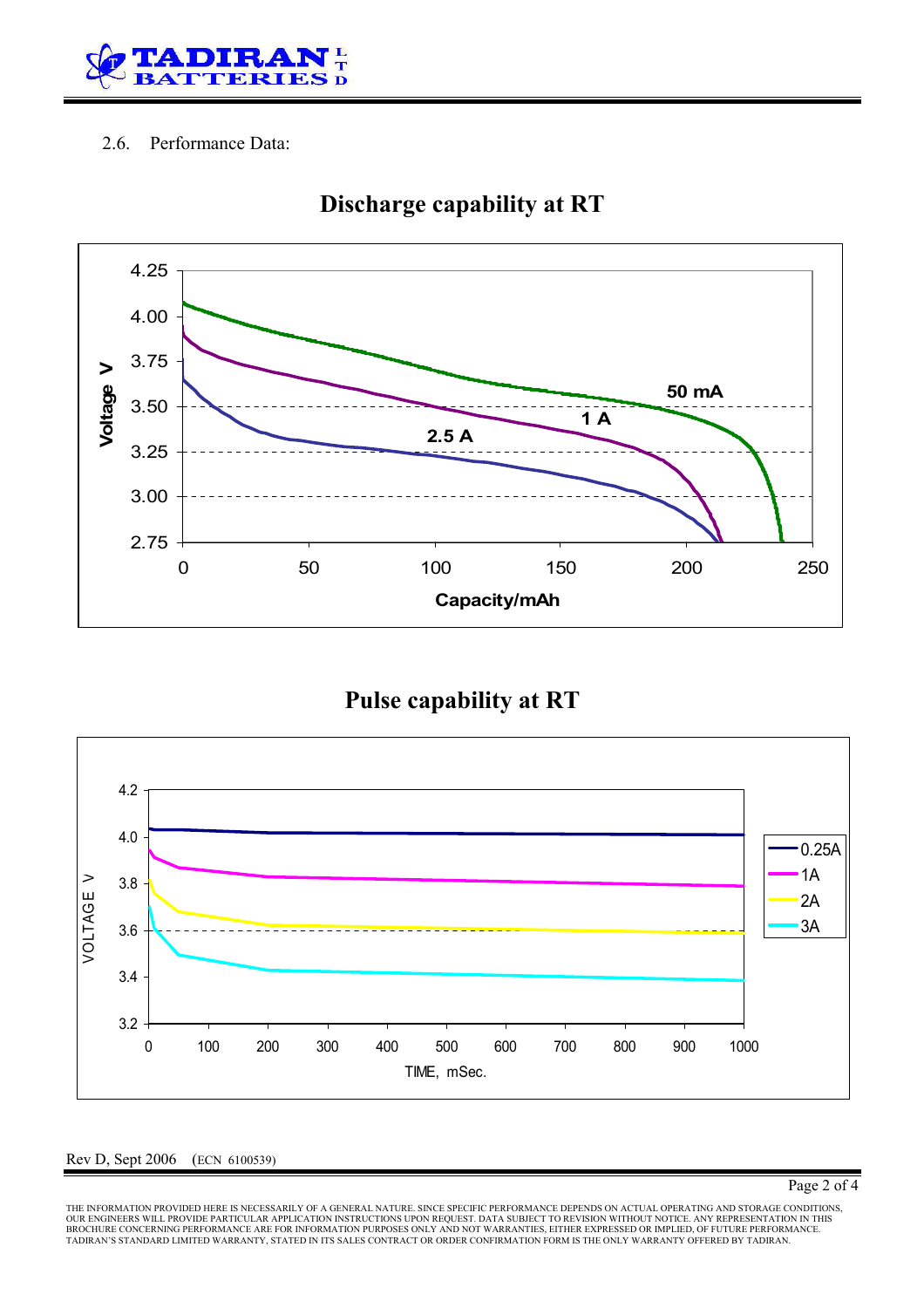2.6. Performance Data:

## Discharge capability at RT

## Pulse capability at RT

Rev D, Sept 2006 (ECN 6100539)

THE INFORMATION PROVIDED HERE IS NECESSARILY OF A GENERAL NATURE. SINCE SPECIFIC PERFORMANCE DEPENDS ON ACTUAL OPERATING AND STORAGE CONDITIONS, OUR ENGINEERS WILL PROVIDE PARTICULAR APPLICATION INSTRUCTIONS UPON REQUEST. DATA SUBJECT TO REVISION WITHOUT NOTICE. ANY REPRESENTATION IN THIS BROCHURE CONCERNING PERFORMANCE ARE FOR INFORMATION PURPOSES ONLY AND NOT WARRANTIES, EITHER EXPRESSED OR IMPLIED, OF FUTURE PERFORMANCE. TADIRAN'S STANDARD LIMITED WARRANTY, STATED IN ITS SALES CONTRACT OR ORDER CONFIRMATION FORM IS THE ONLY WARRANTY OFFERED BY TADIRAN.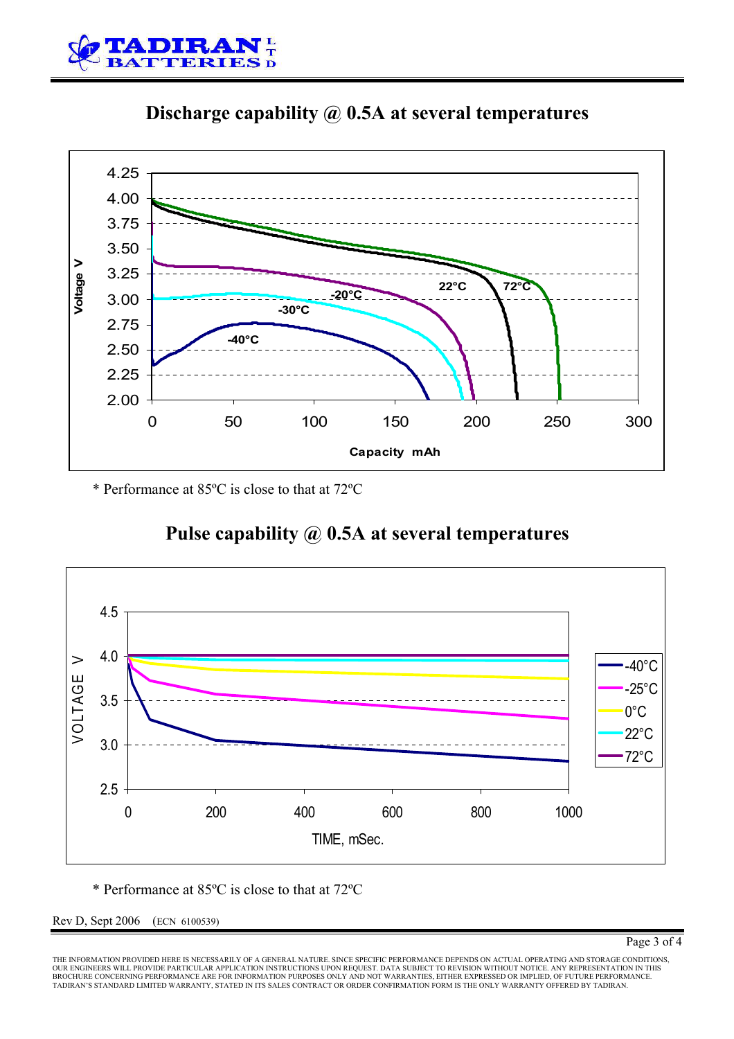## Discharge capability @ 0.5A at several temperatures

* Performance at 85ºC is close to that at 72ºC

## Pulse capability @ 0.5A at several temperatures

* Performance at 85ºC is close to that at 72ºC

Rev D, Sept 2006 (ECN 6100539)

THE INFORMATION PROVIDED HERE IS NECESSARILY OF A GENERAL NATURE. SINCE SPECIFIC PERFORMANCE DEPENDS ON ACTUAL OPERATING AND STORAGE CONDITIONS, OUR ENGINEERS WILL PROVIDE PARTICULAR APPLICATION INSTRUCTIONS UPON REQUEST. DATA SUBJECT TO REVISION WITHOUT NOTICE. ANY REPRESENTATION IN THIS BROCHURE CONCERNING PERFORMANCE ARE FOR INFORMATION PURPOSES ONLY AND NOT WARRANTIES, EITHER EXPRESSED OR IMPLIED, OF FUTURE PERFORMANCE. TADIRAN'S STANDARD LIMITED WARRANTY, STATED IN ITS SALES CONTRACT OR ORDER CONFIRMATION FORM IS THE ONLY WARRANTY OFFERED BY TADIRAN.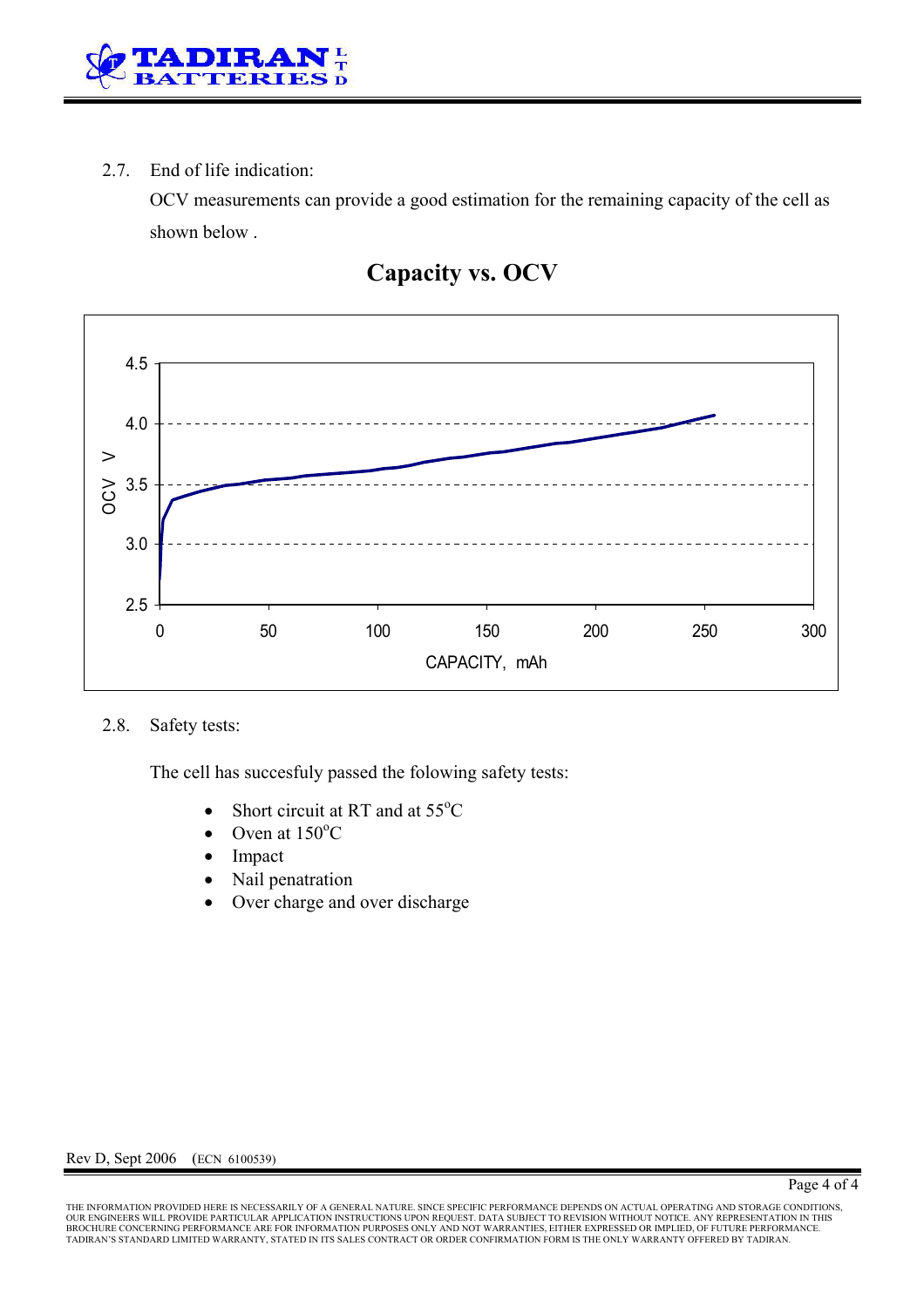2.7. End of life indication:

OCV measurements can provide a good estimation for the remaining capacity of the cell as shown below .

**Capacity vs. OCV**

4.5
4.0
3.5
3.0
2.5

OCV V

0
50
100
150
200
250
300

CAPACITY, mAh

2.8. Safety tests:

The cell has succesfuly passed the folowing safety tests:

- Short circuit at RT and at 55°C
- Oven at 150°C
- Impact
- Nail penatration
- Over charge and over discharge

Rev D, Sept 2006 (ECN 6100539)

THE INFORMATION PROVIDED HERE IS NECESSARILY OF A GENERAL NATURE. SINCE SPECIFIC PERFORMANCE DEPENDS ON ACTUAL OPERATING AND STORAGE CONDITIONS, OUR ENGINEERS WILL PROVIDE PARTICULAR APPLICATION INSTRUCTIONS UPON REQUEST. DATA SUBJECT TO REVISION WITHOUT NOTICE. ANY REPRESENTATION IN THIS BROCHURE CONCERNING PERFORMANCE ARE FOR INFORMATION PURPOSES ONLY AND NOT WARRANTIES, EITHER EXPRESSED OR IMPLIED, OF FUTURE PERFORMANCE. TADIRAN'S STANDARD LIMITED WARRANTY, STATED IN ITS SALES CONTRACT OR ORDER CONFIRMATION FORM IS THE ONLY WARRANTY OFFERED BY TADIRAN.